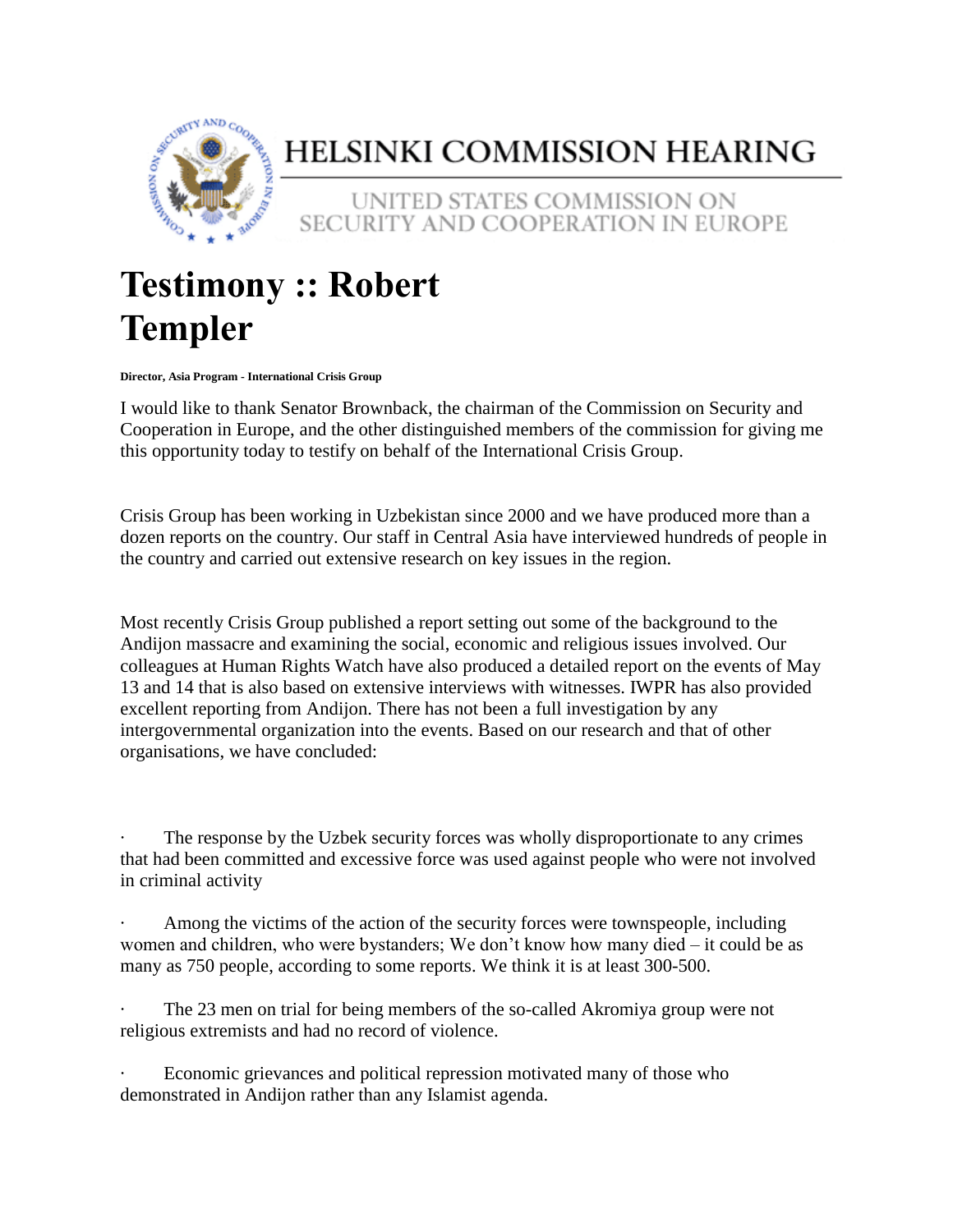# HELSINKI COMMISSION HEARING

UNITED STATES COMMISSION ON SECURITY AND COOPERATION IN EUROPE

# Testimony :: Robert Templer

**Director, Asia Program - International Crisis Group**

I would like to thank Senator Brownback, the chairman of the Commission on Security and Cooperation in Europe, and the other distinguished members of the commission for giving me this opportunity today to testify on behalf of the International Crisis Group.

Crisis Group has been working in Uzbekistan since 2000 and we have produced more than a dozen reports on the country. Our staff in Central Asia have interviewed hundreds of people in the country and carried out extensive research on key issues in the region.

Most recently Crisis Group published a report setting out some of the background to the Andijon massacre and examining the social, economic and religious issues involved. Our colleagues at Human Rights Watch have also produced a detailed report on the events of May 13 and 14 that is also based on extensive interviews with witnesses. IWPR has also provided excellent reporting from Andijon. There has not been a full investigation by any intergovernmental organization into the events. Based on our research and that of other organisations, we have concluded:

- The response by the Uzbek security forces was wholly disproportionate to any crimes that had been committed and excessive force was used against people who were not involved in criminal activity
- Among the victims of the action of the security forces were townspeople, including women and children, who were bystanders; We don't know how many died – it could be as many as 750 people, according to some reports. We think it is at least 300-500.
- The 23 men on trial for being members of the so-called Akromiya group were not religious extremists and had no record of violence.
- Economic grievances and political repression motivated many of those who demonstrated in Andijon rather than any Islamist agenda.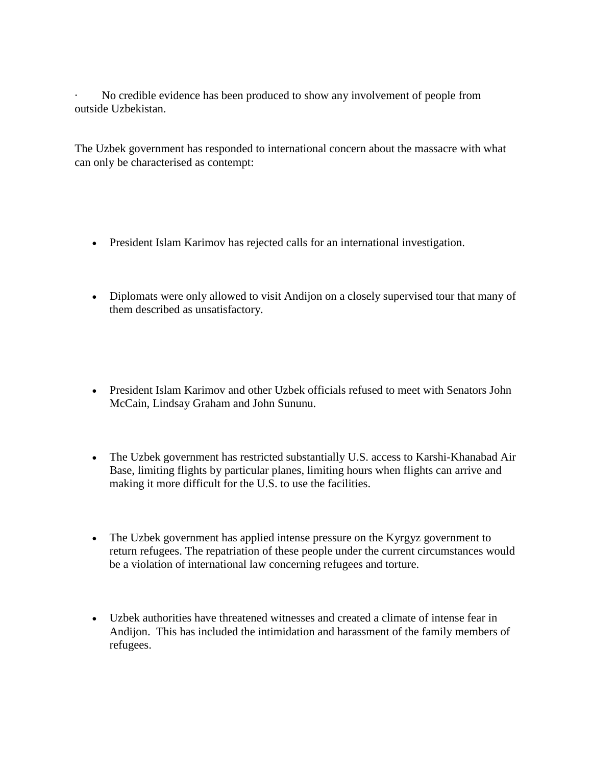- No credible evidence has been produced to show any involvement of people from outside Uzbekistan.

The Uzbek government has responded to international concern about the massacre with what can only be characterised as contempt:

- President Islam Karimov has rejected calls for an international investigation.
- Diplomats were only allowed to visit Andijon on a closely supervised tour that many of them described as unsatisfactory.
- President Islam Karimov and other Uzbek officials refused to meet with Senators John McCain, Lindsay Graham and John Sununu.
- The Uzbek government has restricted substantially U.S. access to Karshi-Khanabad Air Base, limiting flights by particular planes, limiting hours when flights can arrive and making it more difficult for the U.S. to use the facilities.
- The Uzbek government has applied intense pressure on the Kyrgyz government to return refugees. The repatriation of these people under the current circumstances would be a violation of international law concerning refugees and torture.
- Uzbek authorities have threatened witnesses and created a climate of intense fear in Andijon. This has included the intimidation and harassment of the family members of refugees.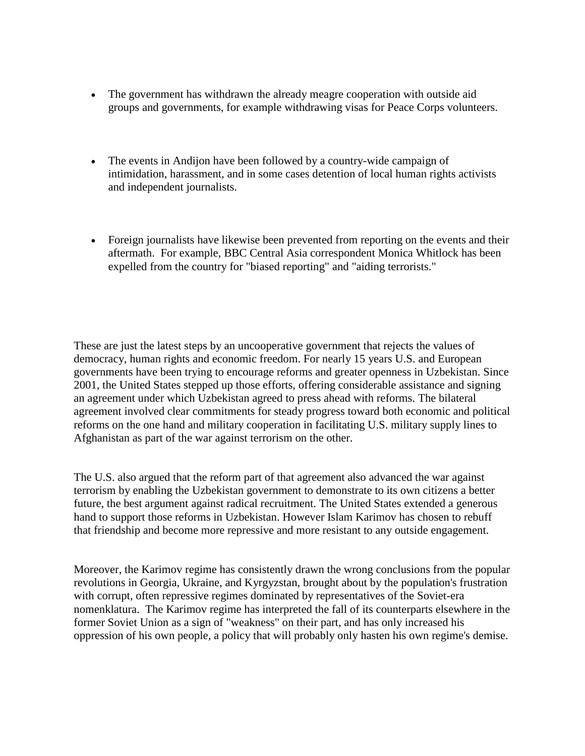- The government has withdrawn the already meagre cooperation with outside aid groups and governments, for example withdrawing visas for Peace Corps volunteers.

- The events in Andijon have been followed by a country-wide campaign of intimidation, harassment, and in some cases detention of local human rights activists and independent journalists.

- Foreign journalists have likewise been prevented from reporting on the events and their aftermath. For example, BBC Central Asia correspondent Monica Whitlock has been expelled from the country for "biased reporting" and "aiding terrorists."

These are just the latest steps by an uncooperative government that rejects the values of democracy, human rights and economic freedom. For nearly 15 years U.S. and European governments have been trying to encourage reforms and greater openness in Uzbekistan. Since 2001, the United States stepped up those efforts, offering considerable assistance and signing an agreement under which Uzbekistan agreed to press ahead with reforms. The bilateral agreement involved clear commitments for steady progress toward both economic and political reforms on the one hand and military cooperation in facilitating U.S. military supply lines to Afghanistan as part of the war against terrorism on the other.

The U.S. also argued that the reform part of that agreement also advanced the war against terrorism by enabling the Uzbekistan government to demonstrate to its own citizens a better future, the best argument against radical recruitment. The United States extended a generous hand to support those reforms in Uzbekistan. However Islam Karimov has chosen to rebuff that friendship and become more repressive and more resistant to any outside engagement.

Moreover, the Karimov regime has consistently drawn the wrong conclusions from the popular revolutions in Georgia, Ukraine, and Kyrgyzstan, brought about by the population's frustration with corrupt, often repressive regimes dominated by representatives of the Soviet-era nomenklatura. The Karimov regime has interpreted the fall of its counterparts elsewhere in the former Soviet Union as a sign of "weakness" on their part, and has only increased his oppression of his own people, a policy that will probably only hasten his own regime's demise.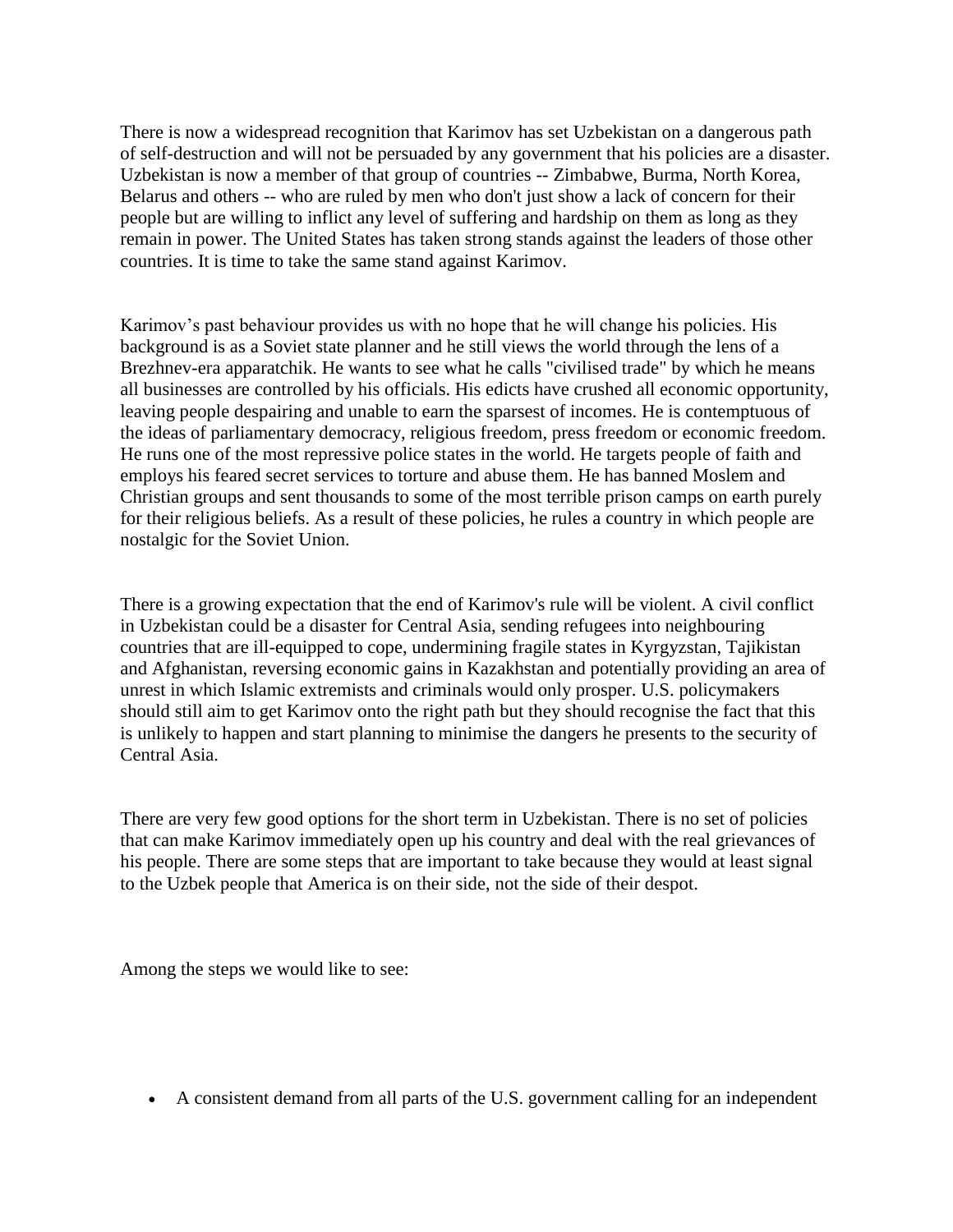There is now a widespread recognition that Karimov has set Uzbekistan on a dangerous path of self-destruction and will not be persuaded by any government that his policies are a disaster. Uzbekistan is now a member of that group of countries -- Zimbabwe, Burma, North Korea, Belarus and others -- who are ruled by men who don't just show a lack of concern for their people but are willing to inflict any level of suffering and hardship on them as long as they remain in power. The United States has taken strong stands against the leaders of those other countries. It is time to take the same stand against Karimov.

Karimov's past behaviour provides us with no hope that he will change his policies. His background is as a Soviet state planner and he still views the world through the lens of a Brezhnev-era apparatchik. He wants to see what he calls "civilised trade" by which he means all businesses are controlled by his officials. His edicts have crushed all economic opportunity, leaving people despairing and unable to earn the sparsest of incomes. He is contemptuous of the ideas of parliamentary democracy, religious freedom, press freedom or economic freedom. He runs one of the most repressive police states in the world. He targets people of faith and employs his feared secret services to torture and abuse them. He has banned Moslem and Christian groups and sent thousands to some of the most terrible prison camps on earth purely for their religious beliefs. As a result of these policies, he rules a country in which people are nostalgic for the Soviet Union.

There is a growing expectation that the end of Karimov's rule will be violent. A civil conflict in Uzbekistan could be a disaster for Central Asia, sending refugees into neighbouring countries that are ill-equipped to cope, undermining fragile states in Kyrgyzstan, Tajikistan and Afghanistan, reversing economic gains in Kazakhstan and potentially providing an area of unrest in which Islamic extremists and criminals would only prosper. U.S. policymakers should still aim to get Karimov onto the right path but they should recognise the fact that this is unlikely to happen and start planning to minimise the dangers he presents to the security of Central Asia.

There are very few good options for the short term in Uzbekistan. There is no set of policies that can make Karimov immediately open up his country and deal with the real grievances of his people. There are some steps that are important to take because they would at least signal to the Uzbek people that America is on their side, not the side of their despot.

Among the steps we would like to see:

- A consistent demand from all parts of the U.S. government calling for an independent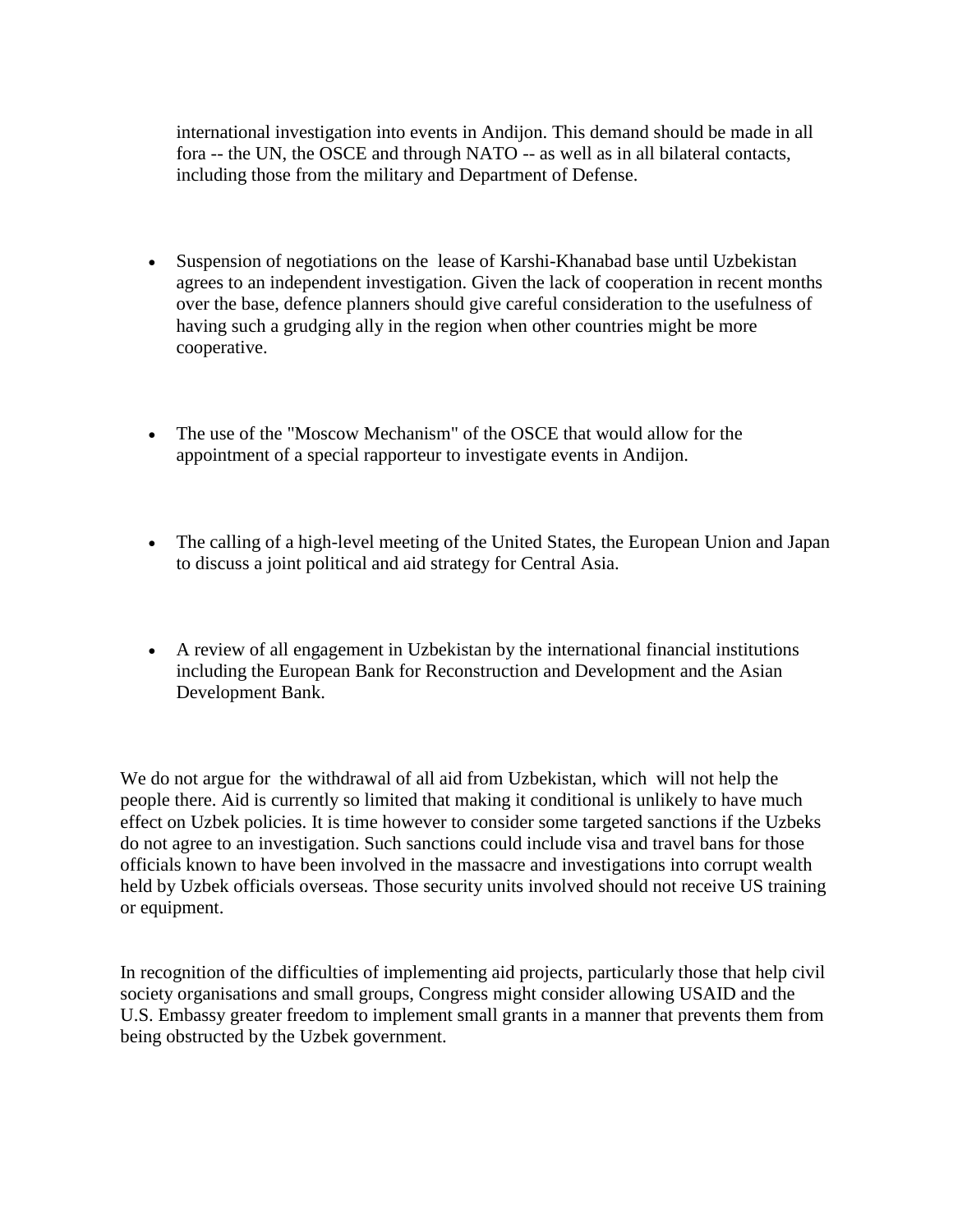international investigation into events in Andijon. This demand should be made in all fora -- the UN, the OSCE and through NATO -- as well as in all bilateral contacts, including those from the military and Department of Defense.

- Suspension of negotiations on the lease of Karshi-Khanabad base until Uzbekistan agrees to an independent investigation. Given the lack of cooperation in recent months over the base, defence planners should give careful consideration to the usefulness of having such a grudging ally in the region when other countries might be more cooperative.

- The use of the "Moscow Mechanism" of the OSCE that would allow for the appointment of a special rapporteur to investigate events in Andijon.

- The calling of a high-level meeting of the United States, the European Union and Japan to discuss a joint political and aid strategy for Central Asia.

- A review of all engagement in Uzbekistan by the international financial institutions including the European Bank for Reconstruction and Development and the Asian Development Bank.

We do not argue for the withdrawal of all aid from Uzbekistan, which will not help the people there. Aid is currently so limited that making it conditional is unlikely to have much effect on Uzbek policies. It is time however to consider some targeted sanctions if the Uzbeks do not agree to an investigation. Such sanctions could include visa and travel bans for those officials known to have been involved in the massacre and investigations into corrupt wealth held by Uzbek officials overseas. Those security units involved should not receive US training or equipment.

In recognition of the difficulties of implementing aid projects, particularly those that help civil society organisations and small groups, Congress might consider allowing USAID and the U.S. Embassy greater freedom to implement small grants in a manner that prevents them from being obstructed by the Uzbek government.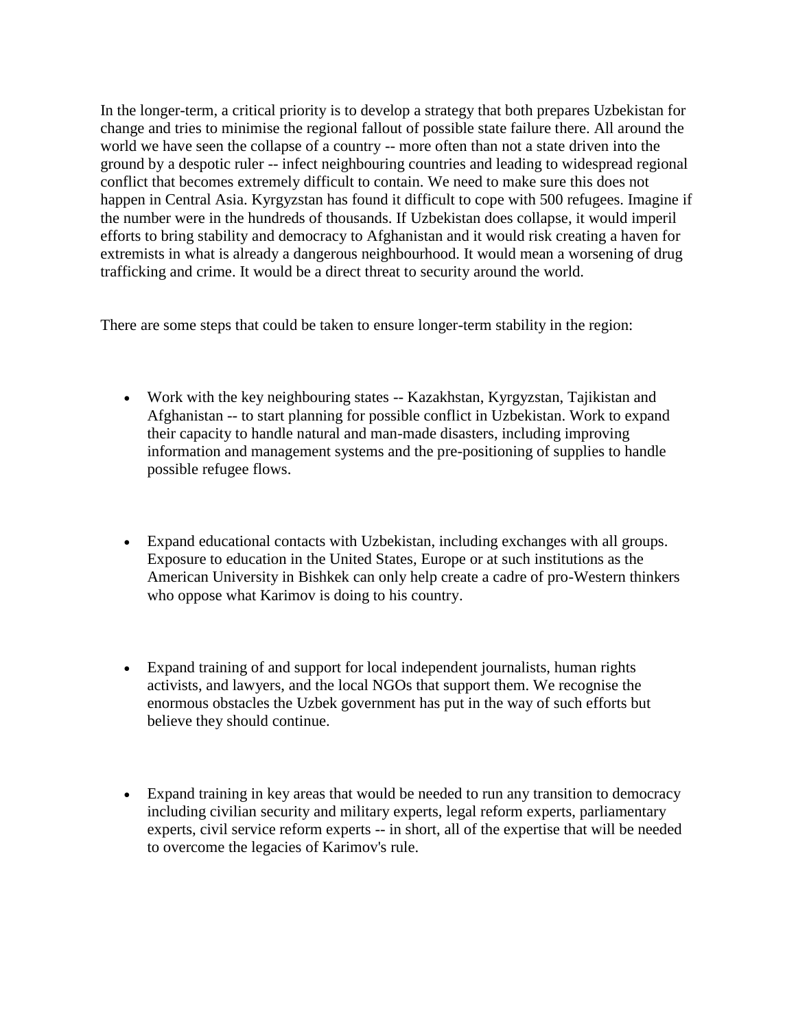In the longer-term, a critical priority is to develop a strategy that both prepares Uzbekistan for change and tries to minimise the regional fallout of possible state failure there. All around the world we have seen the collapse of a country -- more often than not a state driven into the ground by a despotic ruler -- infect neighbouring countries and leading to widespread regional conflict that becomes extremely difficult to contain. We need to make sure this does not happen in Central Asia. Kyrgyzstan has found it difficult to cope with 500 refugees. Imagine if the number were in the hundreds of thousands. If Uzbekistan does collapse, it would imperil efforts to bring stability and democracy to Afghanistan and it would risk creating a haven for extremists in what is already a dangerous neighbourhood. It would mean a worsening of drug trafficking and crime. It would be a direct threat to security around the world.

There are some steps that could be taken to ensure longer-term stability in the region:

- Work with the key neighbouring states -- Kazakhstan, Kyrgyzstan, Tajikistan and Afghanistan -- to start planning for possible conflict in Uzbekistan. Work to expand their capacity to handle natural and man-made disasters, including improving information and management systems and the pre-positioning of supplies to handle possible refugee flows.

- Expand educational contacts with Uzbekistan, including exchanges with all groups. Exposure to education in the United States, Europe or at such institutions as the American University in Bishkek can only help create a cadre of pro-Western thinkers who oppose what Karimov is doing to his country.

- Expand training of and support for local independent journalists, human rights activists, and lawyers, and the local NGOs that support them. We recognise the enormous obstacles the Uzbek government has put in the way of such efforts but believe they should continue.

- Expand training in key areas that would be needed to run any transition to democracy including civilian security and military experts, legal reform experts, parliamentary experts, civil service reform experts -- in short, all of the expertise that will be needed to overcome the legacies of Karimov's rule.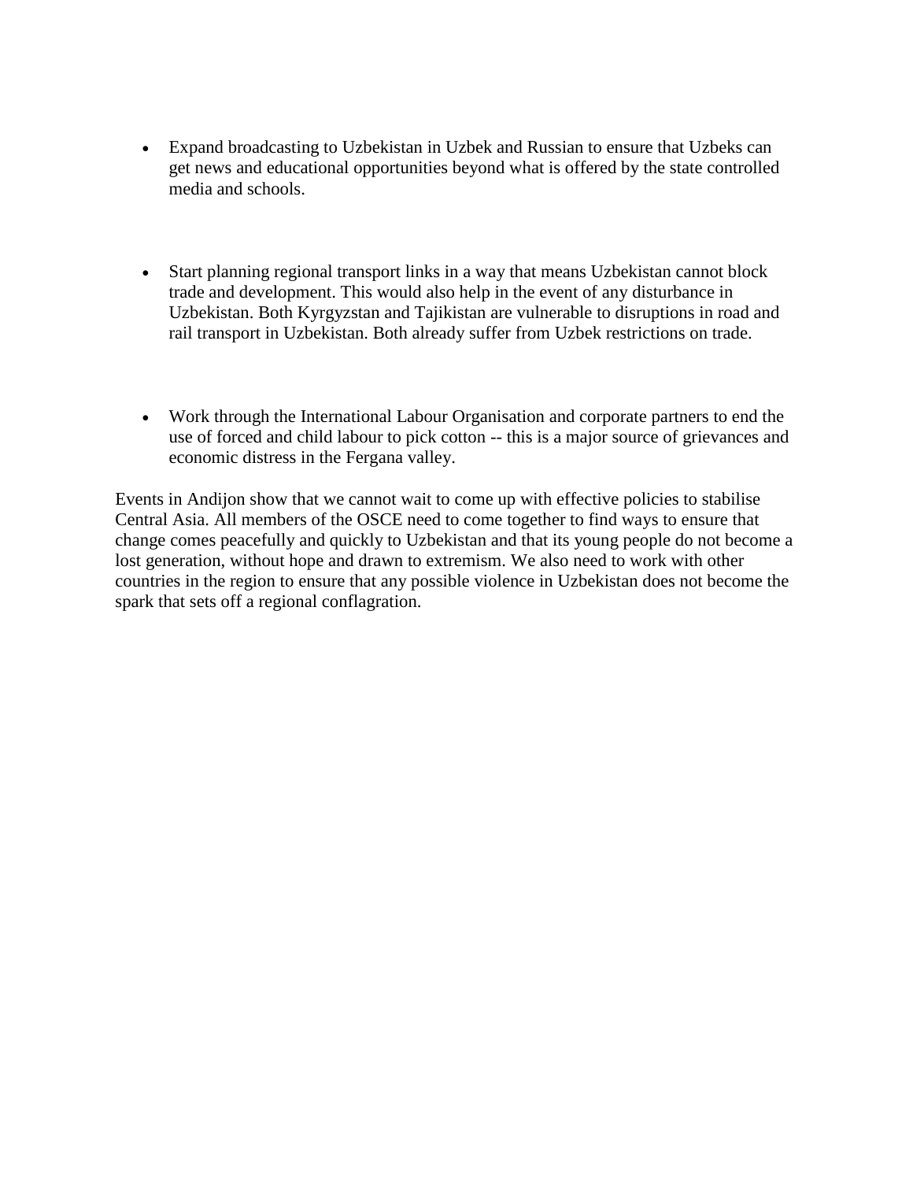- Expand broadcasting to Uzbekistan in Uzbek and Russian to ensure that Uzbeks can get news and educational opportunities beyond what is offered by the state controlled media and schools.

- Start planning regional transport links in a way that means Uzbekistan cannot block trade and development. This would also help in the event of any disturbance in Uzbekistan. Both Kyrgyzstan and Tajikistan are vulnerable to disruptions in road and rail transport in Uzbekistan. Both already suffer from Uzbek restrictions on trade.

- Work through the International Labour Organisation and corporate partners to end the use of forced and child labour to pick cotton -- this is a major source of grievances and economic distress in the Fergana valley.

Events in Andijon show that we cannot wait to come up with effective policies to stabilise Central Asia. All members of the OSCE need to come together to find ways to ensure that change comes peacefully and quickly to Uzbekistan and that its young people do not become a lost generation, without hope and drawn to extremism. We also need to work with other countries in the region to ensure that any possible violence in Uzbekistan does not become the spark that sets off a regional conflagration.